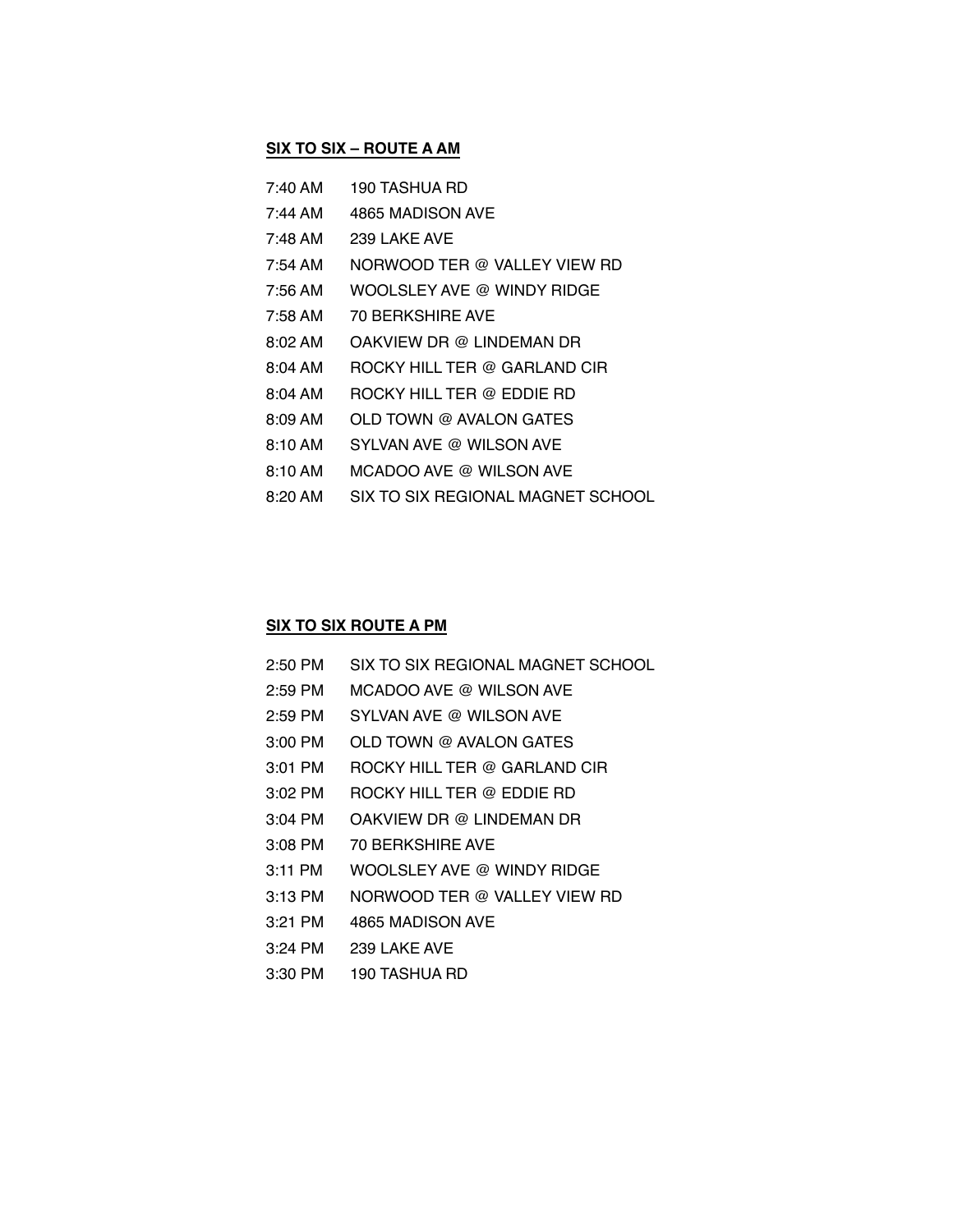**SIX TO SIX – ROUTE A AM**

| | |
|---|---|
| 7:40 AM | 190 TASHUA RD |
| 7:44 AM | 4865 MADISON AVE |
| 7:48 AM | 239 LAKE AVE |
| 7:54 AM | NORWOOD TER @ VALLEY VIEW RD |
| 7:56 AM | WOOLSLEY AVE @ WINDY RIDGE |
| 7:58 AM | 70 BERKSHIRE AVE |
| 8:02 AM | OAKVIEW DR @ LINDEMAN DR |
| 8:04 AM | ROCKY HILL TER @ GARLAND CIR |
| 8:04 AM | ROCKY HILL TER @ EDDIE RD |
| 8:09 AM | OLD TOWN @ AVALON GATES |
| 8:10 AM | SYLVAN AVE @ WILSON AVE |
| 8:10 AM | MCADOO AVE @ WILSON AVE |
| 8:20 AM | SIX TO SIX REGIONAL MAGNET SCHOOL |

**SIX TO SIX ROUTE A PM**

| | |
|---|---|
| 2:50 PM | SIX TO SIX REGIONAL MAGNET SCHOOL |
| 2:59 PM | MCADOO AVE @ WILSON AVE |
| 2:59 PM | SYLVAN AVE @ WILSON AVE |
| 3:00 PM | OLD TOWN @ AVALON GATES |
| 3:01 PM | ROCKY HILL TER @ GARLAND CIR |
| 3:02 PM | ROCKY HILL TER @ EDDIE RD |
| 3:04 PM | OAKVIEW DR @ LINDEMAN DR |
| 3:08 PM | 70 BERKSHIRE AVE |
| 3:11 PM | WOOLSLEY AVE @ WINDY RIDGE |
| 3:13 PM | NORWOOD TER @ VALLEY VIEW RD |
| 3:21 PM | 4865 MADISON AVE |
| 3:24 PM | 239 LAKE AVE |
| 3:30 PM | 190 TASHUA RD |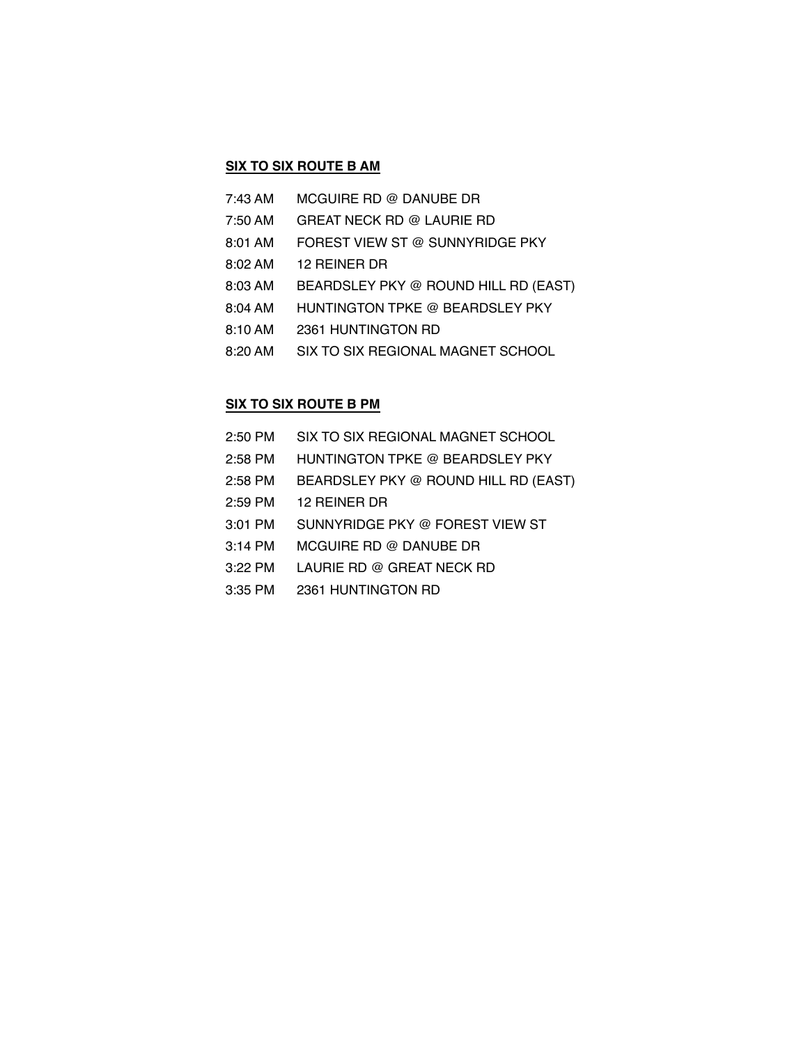**SIX TO SIX ROUTE B AM**

| | |
|---|---|
| 7:43 AM | MCGUIRE RD @ DANUBE DR |
| 7:50 AM | GREAT NECK RD @ LAURIE RD |
| 8:01 AM | FOREST VIEW ST @ SUNNYRIDGE PKY |
| 8:02 AM | 12 REINER DR |
| 8:03 AM | BEARDSLEY PKY @ ROUND HILL RD (EAST) |
| 8:04 AM | HUNTINGTON TPKE @ BEARDSLEY PKY |
| 8:10 AM | 2361 HUNTINGTON RD |
| 8:20 AM | SIX TO SIX REGIONAL MAGNET SCHOOL |

**SIX TO SIX ROUTE B PM**

| | |
|---|---|
| 2:50 PM | SIX TO SIX REGIONAL MAGNET SCHOOL |
| 2:58 PM | HUNTINGTON TPKE @ BEARDSLEY PKY |
| 2:58 PM | BEARDSLEY PKY @ ROUND HILL RD (EAST) |
| 2:59 PM | 12 REINER DR |
| 3:01 PM | SUNNYRIDGE PKY @ FOREST VIEW ST |
| 3:14 PM | MCGUIRE RD @ DANUBE DR |
| 3:22 PM | LAURIE RD @ GREAT NECK RD |
| 3:35 PM | 2361 HUNTINGTON RD |